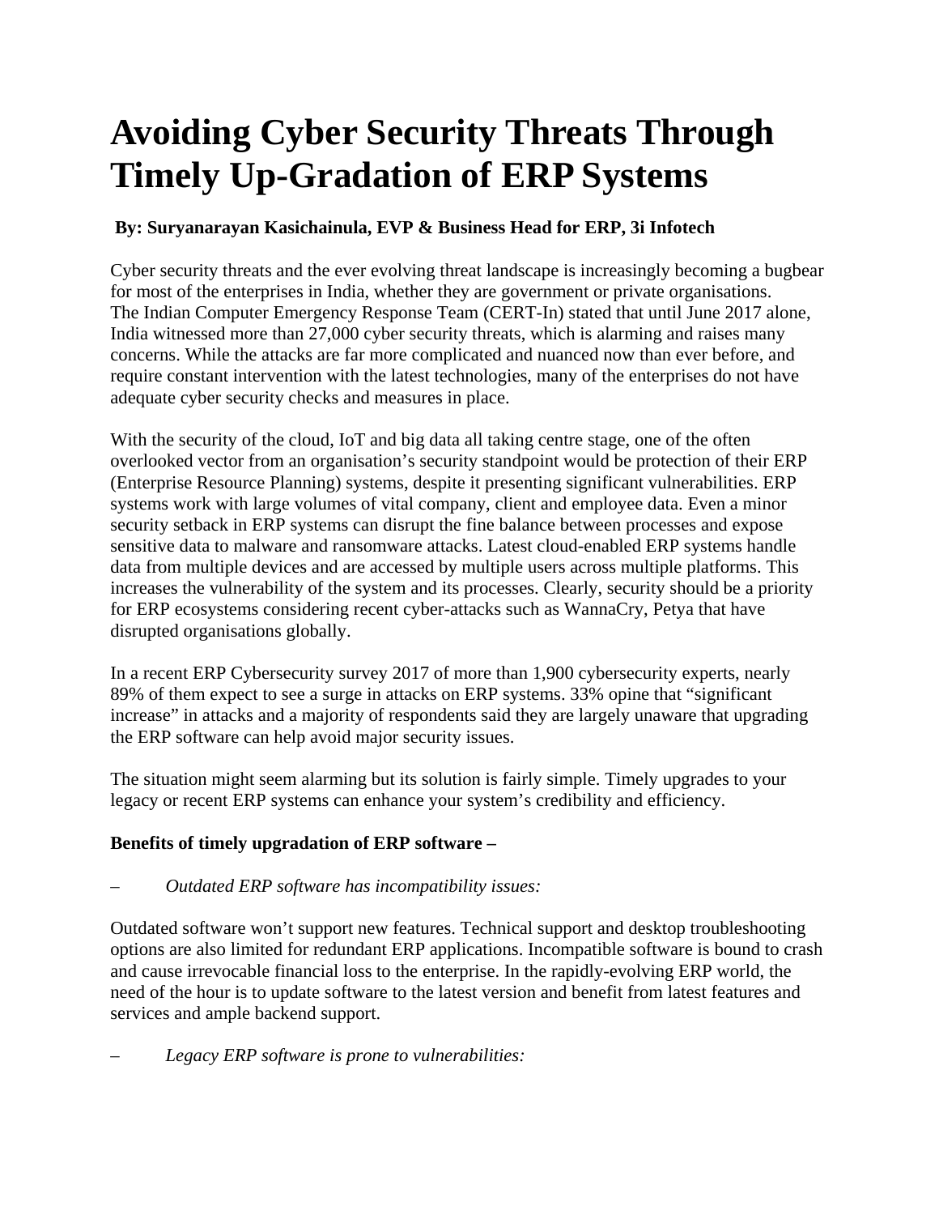# Avoiding Cyber Security Threats Through Timely Up-Gradation of ERP Systems

**By: Suryanarayan Kasichainula, EVP & Business Head for ERP, 3i Infotech**

Cyber security threats and the ever evolving threat landscape is increasingly becoming a bugbear for most of the enterprises in India, whether they are government or private organisations. The Indian Computer Emergency Response Team (CERT-In) stated that until June 2017 alone, India witnessed more than 27,000 cyber security threats, which is alarming and raises many concerns. While the attacks are far more complicated and nuanced now than ever before, and require constant intervention with the latest technologies, many of the enterprises do not have adequate cyber security checks and measures in place.

With the security of the cloud, IoT and big data all taking centre stage, one of the often overlooked vector from an organisation's security standpoint would be protection of their ERP (Enterprise Resource Planning) systems, despite it presenting significant vulnerabilities. ERP systems work with large volumes of vital company, client and employee data. Even a minor security setback in ERP systems can disrupt the fine balance between processes and expose sensitive data to malware and ransomware attacks. Latest cloud-enabled ERP systems handle data from multiple devices and are accessed by multiple users across multiple platforms. This increases the vulnerability of the system and its processes. Clearly, security should be a priority for ERP ecosystems considering recent cyber-attacks such as WannaCry, Petya that have disrupted organisations globally.

In a recent ERP Cybersecurity survey 2017 of more than 1,900 cybersecurity experts, nearly 89% of them expect to see a surge in attacks on ERP systems. 33% opine that "significant increase" in attacks and a majority of respondents said they are largely unaware that upgrading the ERP software can help avoid major security issues.

The situation might seem alarming but its solution is fairly simple. Timely upgrades to your legacy or recent ERP systems can enhance your system's credibility and efficiency.

**Benefits of timely upgradation of ERP software –**

– *Outdated ERP software has incompatibility issues:*

Outdated software won't support new features. Technical support and desktop troubleshooting options are also limited for redundant ERP applications. Incompatible software is bound to crash and cause irrevocable financial loss to the enterprise. In the rapidly-evolving ERP world, the need of the hour is to update software to the latest version and benefit from latest features and services and ample backend support.

– *Legacy ERP software is prone to vulnerabilities:*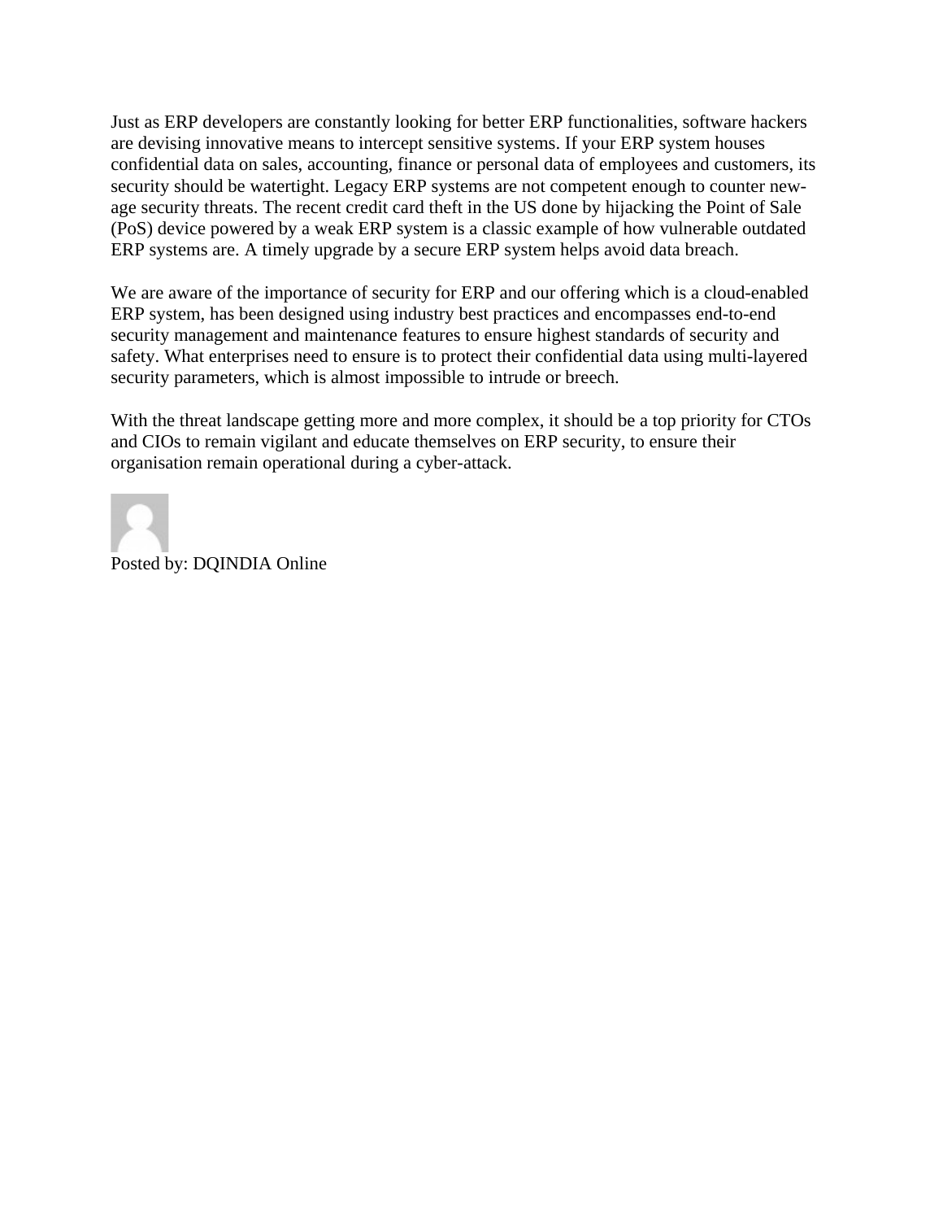Just as ERP developers are constantly looking for better ERP functionalities, software hackers are devising innovative means to intercept sensitive systems. If your ERP system houses confidential data on sales, accounting, finance or personal data of employees and customers, its security should be watertight. Legacy ERP systems are not competent enough to counter new-age security threats. The recent credit card theft in the US done by hijacking the Point of Sale (PoS) device powered by a weak ERP system is a classic example of how vulnerable outdated ERP systems are. A timely upgrade by a secure ERP system helps avoid data breach.

We are aware of the importance of security for ERP and our offering which is a cloud-enabled ERP system, has been designed using industry best practices and encompasses end-to-end security management and maintenance features to ensure highest standards of security and safety. What enterprises need to ensure is to protect their confidential data using multi-layered security parameters, which is almost impossible to intrude or breech.

With the threat landscape getting more and more complex, it should be a top priority for CTOs and CIOs to remain vigilant and educate themselves on ERP security, to ensure their organisation remain operational during a cyber-attack.

Posted by: DQINDIA Online